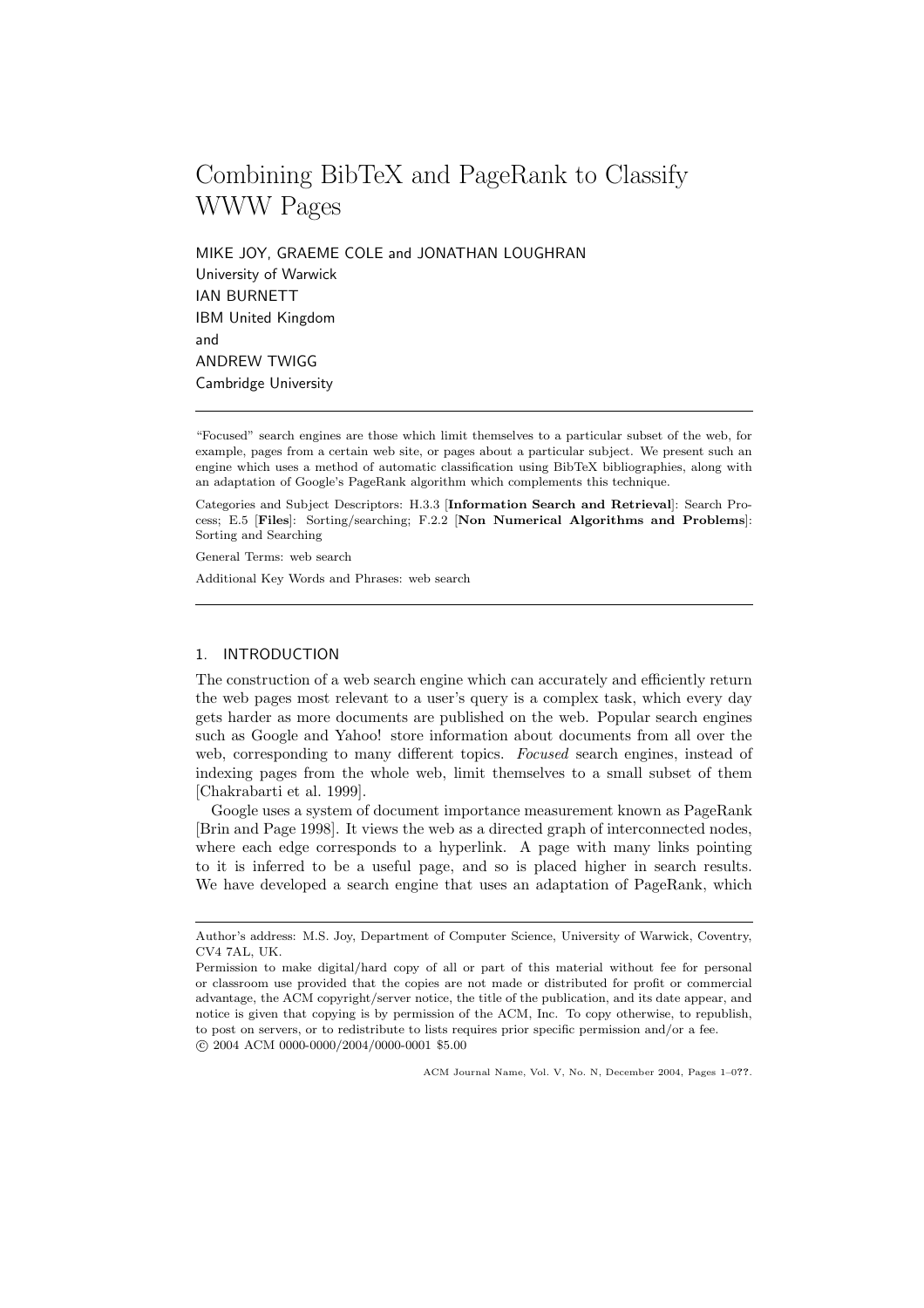# Combining BibTeX and PageRank to Classify WWW Pages

MIKE JOY, GRAEME COLE and JONATHAN LOUGHRAN
University of Warwick
IAN BURNETT
IBM United Kingdom
and
ANDREW TWIGG
Cambridge University

---

"Focused" search engines are those which limit themselves to a particular subset of the web, for example, pages from a certain web site, or pages about a particular subject. We present such an engine which uses a method of automatic classification using BibTeX bibliographies, along with an adaptation of Google's PageRank algorithm which complements this technique.

Categories and Subject Descriptors: H.3.3 [**Information Search and Retrieval**]: Search Process; E.5 [**Files**]: Sorting/searching; F.2.2 [**Non Numerical Algorithms and Problems**]: Sorting and Searching

General Terms: web search

Additional Key Words and Phrases: web search

---

## 1. INTRODUCTION

The construction of a web search engine which can accurately and efficiently return the web pages most relevant to a user's query is a complex task, which every day gets harder as more documents are published on the web. Popular search engines such as Google and Yahoo! store information about documents from all over the web, corresponding to many different topics. *Focused* search engines, instead of indexing pages from the whole web, limit themselves to a small subset of them [Chakrabarti et al. 1999].

Google uses a system of document importance measurement known as PageRank [Brin and Page 1998]. It views the web as a directed graph of interconnected nodes, where each edge corresponds to a hyperlink. A page with many links pointing to it is inferred to be a useful page, and so is placed higher in search results. We have developed a search engine that uses an adaptation of PageRank, which

---

Author's address: M.S. Joy, Department of Computer Science, University of Warwick, Coventry, CV4 7AL, UK.

Permission to make digital/hard copy of all or part of this material without fee for personal or classroom use provided that the copies are not made or distributed for profit or commercial advantage, the ACM copyright/server notice, the title of the publication, and its date appear, and notice is given that copying is by permission of the ACM, Inc. To copy otherwise, to republish, to post on servers, or to redistribute to lists requires prior specific permission and/or a fee.
© 2004 ACM 0000-0000/2004/0000-0001 $5.00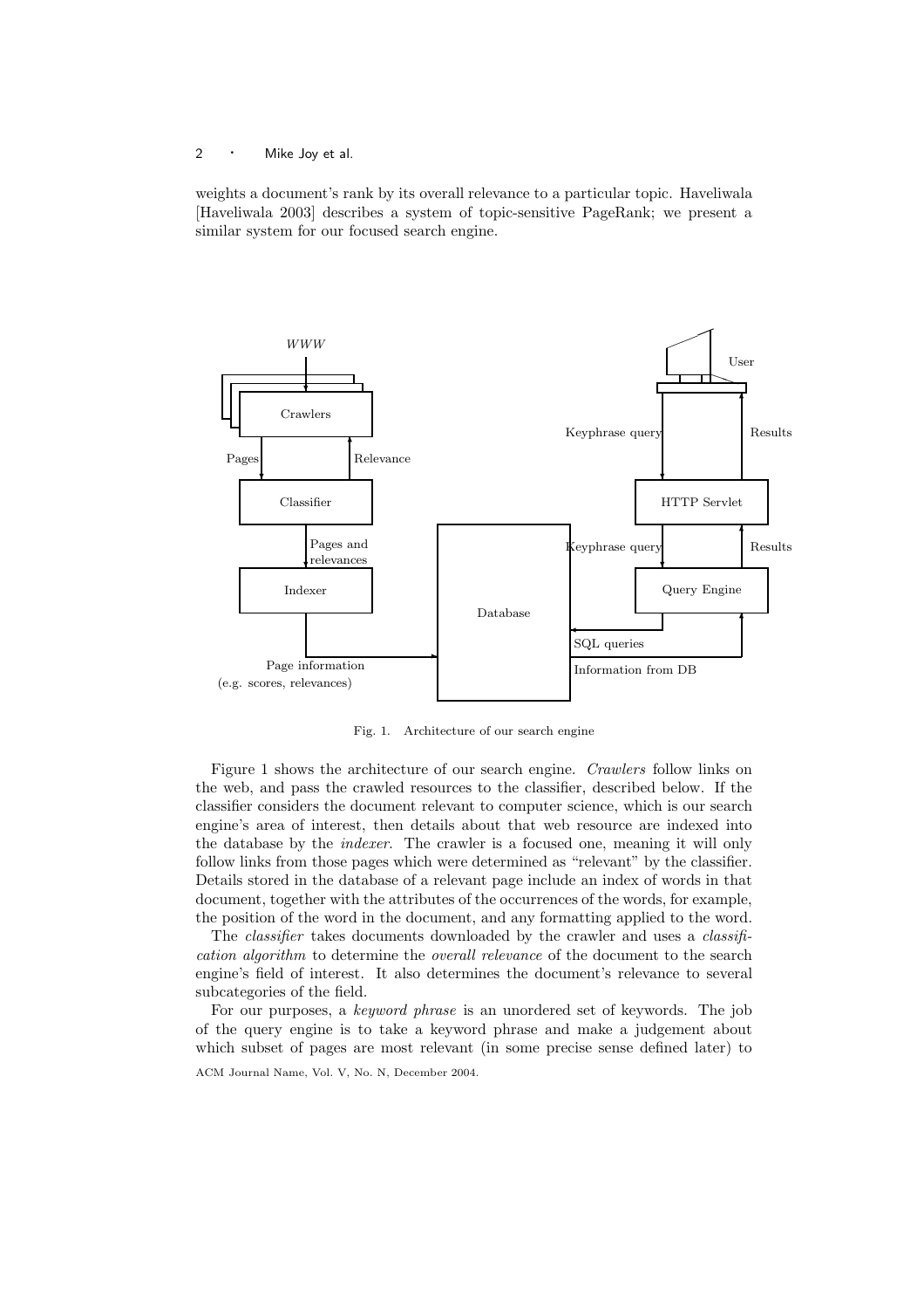weights a document's rank by its overall relevance to a particular topic. Haveliwala [Haveliwala 2003] describes a system of topic-sensitive PageRank; we present a similar system for our focused search engine.

Fig. 1. Architecture of our search engine

Figure 1 shows the architecture of our search engine. *Crawlers* follow links on the web, and pass the crawled resources to the classifier, described below. If the classifier considers the document relevant to computer science, which is our search engine's area of interest, then details about that web resource are indexed into the database by the *indexer*. The crawler is a focused one, meaning it will only follow links from those pages which were determined as "relevant" by the classifier. Details stored in the database of a relevant page include an index of words in that document, together with the attributes of the occurrences of the words, for example, the position of the word in the document, and any formatting applied to the word.

The *classifier* takes documents downloaded by the crawler and uses a *classification algorithm* to determine the *overall relevance* of the document to the search engine's field of interest. It also determines the document's relevance to several subcategories of the field.

For our purposes, a *keyword phrase* is an unordered set of keywords. The job of the query engine is to take a keyword phrase and make a judgement about which subset of pages are most relevant (in some precise sense defined later) to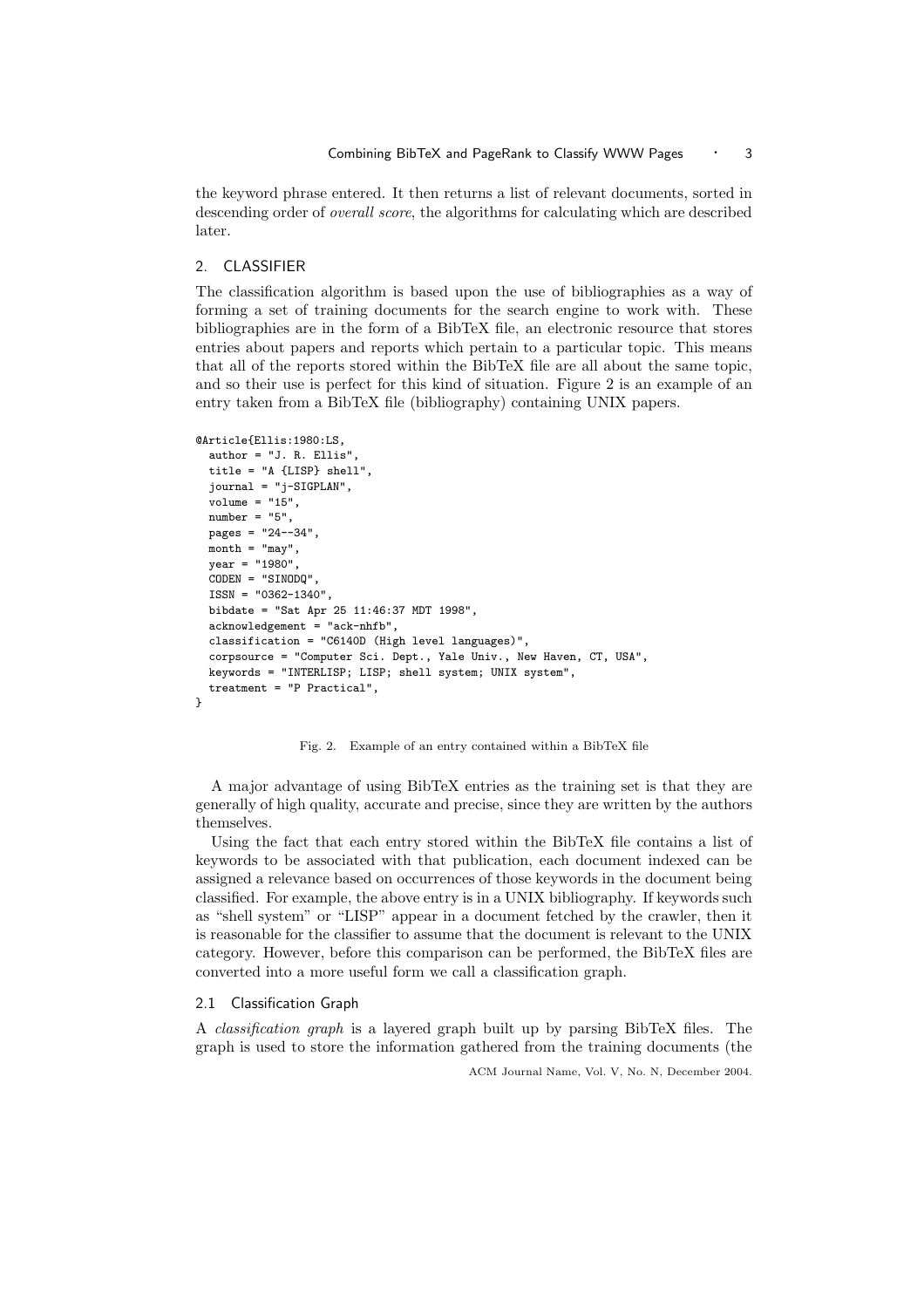the keyword phrase entered. It then returns a list of relevant documents, sorted in descending order of *overall score*, the algorithms for calculating which are described later.

## 2. CLASSIFIER

The classification algorithm is based upon the use of bibliographies as a way of forming a set of training documents for the search engine to work with. These bibliographies are in the form of a BibTeX file, an electronic resource that stores entries about papers and reports which pertain to a particular topic. This means that all of the reports stored within the BibTeX file are all about the same topic, and so their use is perfect for this kind of situation. Figure 2 is an example of an entry taken from a BibTeX file (bibliography) containing UNIX papers.

```
@Article{Ellis:1980:LS,
  author = "J. R. Ellis",
  title = "A {LISP} shell",
  journal = "j-SIGPLAN",
  volume = "15",
  number = "5",
  pages = "24--34",
  month = "may",
  year = "1980",
  CODEN = "SINODQ",
  ISSN = "0362-1340",
  bibdate = "Sat Apr 25 11:46:37 MDT 1998",
  acknowledgement = "ack-nhfb",
  classification = "C6140D (High level languages)",
  corpsource = "Computer Sci. Dept., Yale Univ., New Haven, CT, USA",
  keywords = "INTERLISP; LISP; shell system; UNIX system",
  treatment = "P Practical",
}
```

Fig. 2. Example of an entry contained within a BibTeX file

A major advantage of using BibTeX entries as the training set is that they are generally of high quality, accurate and precise, since they are written by the authors themselves.

Using the fact that each entry stored within the BibTeX file contains a list of keywords to be associated with that publication, each document indexed can be assigned a relevance based on occurrences of those keywords in the document being classified. For example, the above entry is in a UNIX bibliography. If keywords such as "shell system" or "LISP" appear in a document fetched by the crawler, then it is reasonable for the classifier to assume that the document is relevant to the UNIX category. However, before this comparison can be performed, the BibTeX files are converted into a more useful form we call a classification graph.

### 2.1 Classification Graph

A *classification graph* is a layered graph built up by parsing BibTeX files. The graph is used to store the information gathered from the training documents (the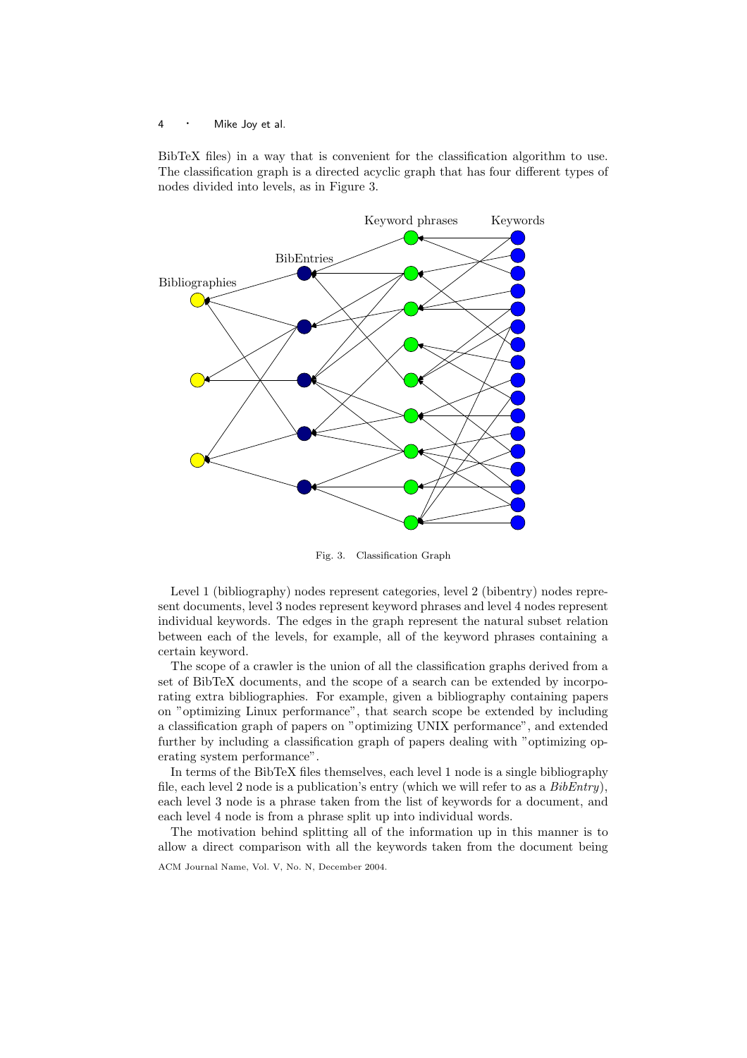BibTeX files) in a way that is convenient for the classification algorithm to use. The classification graph is a directed acyclic graph that has four different types of nodes divided into levels, as in Figure 3.

Fig. 3. Classification Graph

Level 1 (bibliography) nodes represent categories, level 2 (bibentry) nodes represent documents, level 3 nodes represent keyword phrases and level 4 nodes represent individual keywords. The edges in the graph represent the natural subset relation between each of the levels, for example, all of the keyword phrases containing a certain keyword.

The scope of a crawler is the union of all the classification graphs derived from a set of BibTeX documents, and the scope of a search can be extended by incorporating extra bibliographies. For example, given a bibliography containing papers on "optimizing Linux performance", that search scope be extended by including a classification graph of papers on "optimizing UNIX performance", and extended further by including a classification graph of papers dealing with "optimizing operating system performance".

In terms of the BibTeX files themselves, each level 1 node is a single bibliography file, each level 2 node is a publication's entry (which we will refer to as a *BibEntry*), each level 3 node is a phrase taken from the list of keywords for a document, and each level 4 node is from a phrase split up into individual words.

The motivation behind splitting all of the information up in this manner is to allow a direct comparison with all the keywords taken from the document being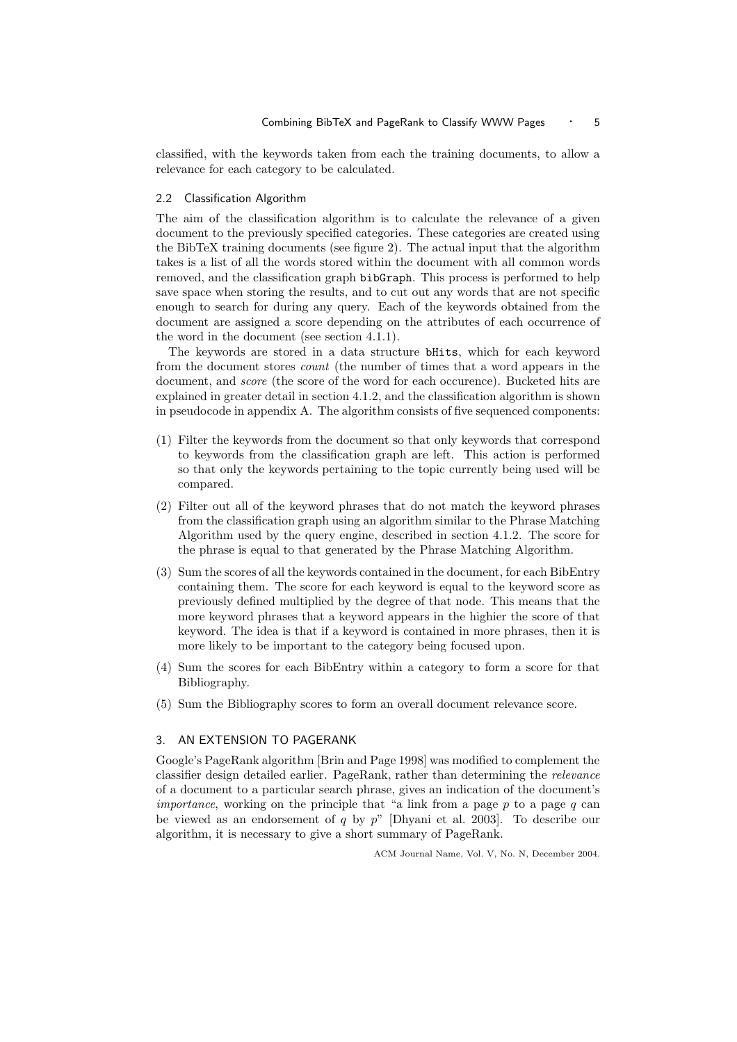classified, with the keywords taken from each the training documents, to allow a relevance for each category to be calculated.

### 2.2 Classification Algorithm

The aim of the classification algorithm is to calculate the relevance of a given document to the previously specified categories. These categories are created using the BibTeX training documents (see figure 2). The actual input that the algorithm takes is a list of all the words stored within the document with all common words removed, and the classification graph `bibGraph`. This process is performed to help save space when storing the results, and to cut out any words that are not specific enough to search for during any query. Each of the keywords obtained from the document are assigned a score depending on the attributes of each occurrence of the word in the document (see section 4.1.1).

The keywords are stored in a data structure `bHits`, which for each keyword from the document stores *count* (the number of times that a word appears in the document, and *score* (the score of the word for each occurence). Bucketed hits are explained in greater detail in section 4.1.2, and the classification algorithm is shown in pseudocode in appendix A. The algorithm consists of five sequenced components:

(1) Filter the keywords from the document so that only keywords that correspond to keywords from the classification graph are left. This action is performed so that only the keywords pertaining to the topic currently being used will be compared.

(2) Filter out all of the keyword phrases that do not match the keyword phrases from the classification graph using an algorithm similar to the Phrase Matching Algorithm used by the query engine, described in section 4.1.2. The score for the phrase is equal to that generated by the Phrase Matching Algorithm.

(3) Sum the scores of all the keywords contained in the document, for each BibEntry containing them. The score for each keyword is equal to the keyword score as previously defined multiplied by the degree of that node. This means that the more keyword phrases that a keyword appears in the highier the score of that keyword. The idea is that if a keyword is contained in more phrases, then it is more likely to be important to the category being focused upon.

(4) Sum the scores for each BibEntry within a category to form a score for that Bibliography.

(5) Sum the Bibliography scores to form an overall document relevance score.

## 3. AN EXTENSION TO PAGERANK

Google's PageRank algorithm [Brin and Page 1998] was modified to complement the classifier design detailed earlier. PageRank, rather than determining the *relevance* of a document to a particular search phrase, gives an indication of the document's *importance*, working on the principle that "a link from a page $p$ to a page $q$ can be viewed as an endorsement of $q$ by $p$" [Dhyani et al. 2003]. To describe our algorithm, it is necessary to give a short summary of PageRank.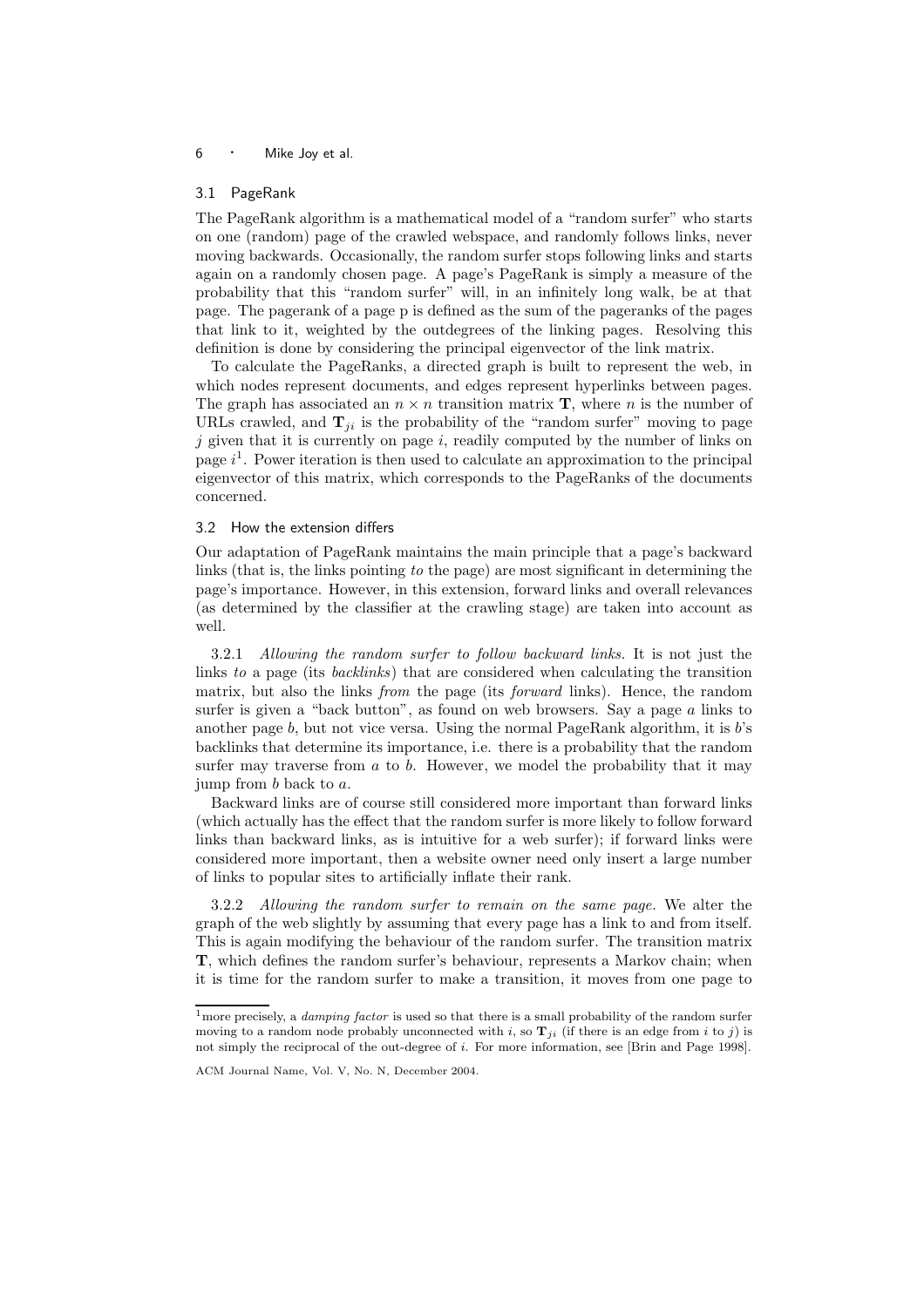### 3.1 PageRank

The PageRank algorithm is a mathematical model of a "random surfer" who starts on one (random) page of the crawled webspace, and randomly follows links, never moving backwards. Occasionally, the random surfer stops following links and starts again on a randomly chosen page. A page's PageRank is simply a measure of the probability that this "random surfer" will, in an infinitely long walk, be at that page. The pagerank of a page p is defined as the sum of the pageranks of the pages that link to it, weighted by the outdegrees of the linking pages. Resolving this definition is done by considering the principal eigenvector of the link matrix.

To calculate the PageRanks, a directed graph is built to represent the web, in which nodes represent documents, and edges represent hyperlinks between pages. The graph has associated an $n \times n$ transition matrix $\mathbf{T}$, where $n$ is the number of URLs crawled, and $\mathbf{T}_{ji}$ is the probability of the "random surfer" moving to page $j$ given that it is currently on page $i$, readily computed by the number of links on page $i$[1]. Power iteration is then used to calculate an approximation to the principal eigenvector of this matrix, which corresponds to the PageRanks of the documents concerned.

### 3.2 How the extension differs

Our adaptation of PageRank maintains the main principle that a page's backward links (that is, the links pointing *to* the page) are most significant in determining the page's importance. However, in this extension, forward links and overall relevances (as determined by the classifier at the crawling stage) are taken into account as well.

3.2.1 *Allowing the random surfer to follow backward links.* It is not just the links *to* a page (its *backlinks*) that are considered when calculating the transition matrix, but also the links *from* the page (its *forward* links). Hence, the random surfer is given a "back button", as found on web browsers. Say a page $a$ links to another page $b$, but not vice versa. Using the normal PageRank algorithm, it is $b$'s backlinks that determine its importance, i.e. there is a probability that the random surfer may traverse from $a$ to $b$. However, we model the probability that it may jump from $b$ back to $a$.

Backward links are of course still considered more important than forward links (which actually has the effect that the random surfer is more likely to follow forward links than backward links, as is intuitive for a web surfer); if forward links were considered more important, then a website owner need only insert a large number of links to popular sites to artificially inflate their rank.

3.2.2 *Allowing the random surfer to remain on the same page.* We alter the graph of the web slightly by assuming that every page has a link to and from itself. This is again modifying the behaviour of the random surfer. The transition matrix $\mathbf{T}$, which defines the random surfer's behaviour, represents a Markov chain; when it is time for the random surfer to make a transition, it moves from one page to

[1] more precisely, a *damping factor* is used so that there is a small probability of the random surfer moving to a random node probably unconnected with $i$, so $\mathbf{T}_{ji}$ (if there is an edge from $i$ to $j$) is not simply the reciprocal of the out-degree of $i$. For more information, see [Brin and Page 1998].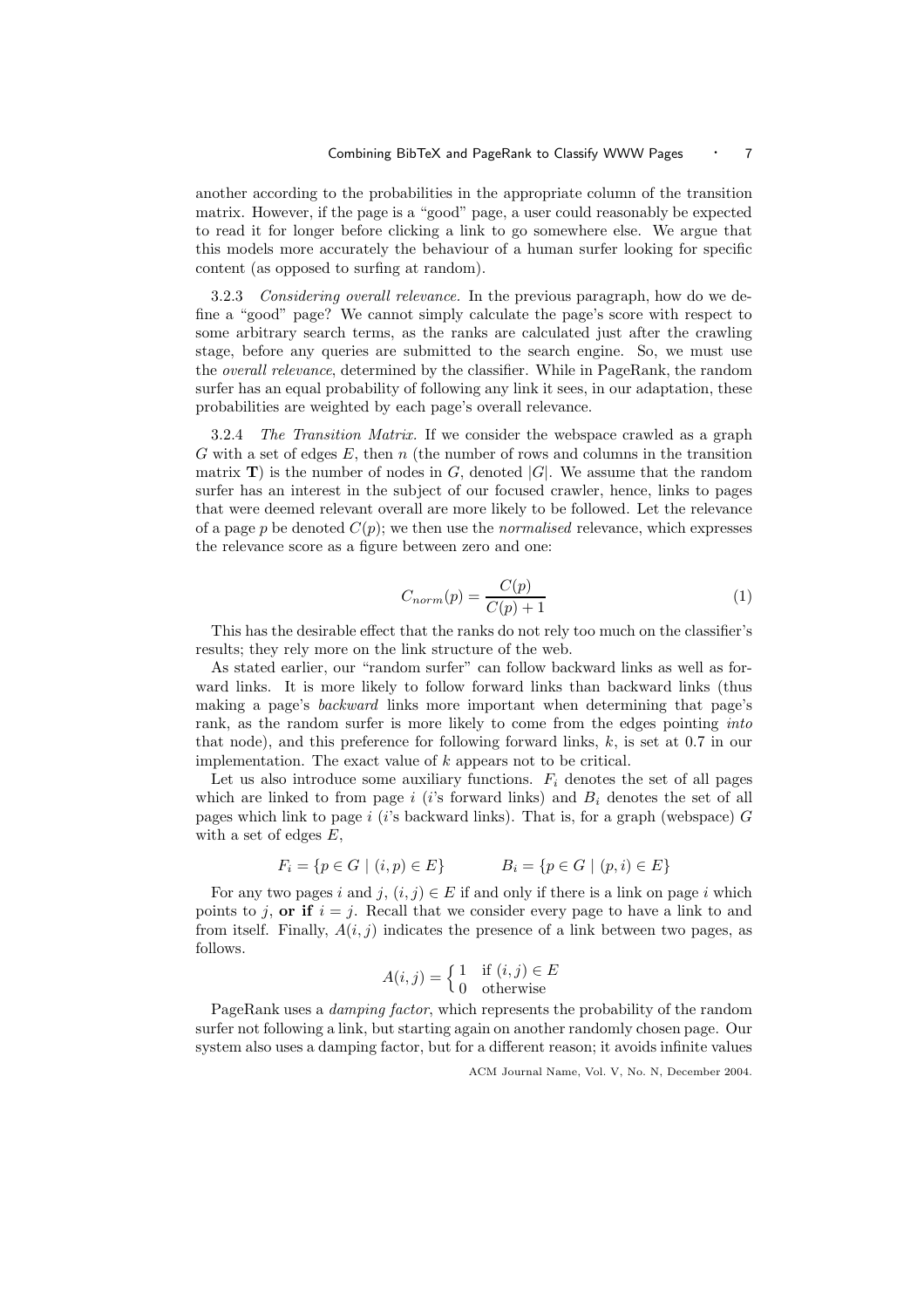another according to the probabilities in the appropriate column of the transition matrix. However, if the page is a "good" page, a user could reasonably be expected to read it for longer before clicking a link to go somewhere else. We argue that this models more accurately the behaviour of a human surfer looking for specific content (as opposed to surfing at random).

#### 3.2.3 *Considering overall relevance.*

In the previous paragraph, how do we define a "good" page? We cannot simply calculate the page's score with respect to some arbitrary search terms, as the ranks are calculated just after the crawling stage, before any queries are submitted to the search engine. So, we must use the *overall relevance*, determined by the classifier. While in PageRank, the random surfer has an equal probability of following any link it sees, in our adaptation, these probabilities are weighted by each page's overall relevance.

#### 3.2.4 *The Transition Matrix.*

If we consider the webspace crawled as a graph $G$ with a set of edges $E$, then $n$ (the number of rows and columns in the transition matrix $\mathbf{T}$) is the number of nodes in $G$, denoted $|G|$. We assume that the random surfer has an interest in the subject of our focused crawler, hence, links to pages that were deemed relevant overall are more likely to be followed. Let the relevance of a page $p$ be denoted $C(p)$; we then use the *normalised* relevance, which expresses the relevance score as a figure between zero and one:

$$C_{norm}(p) = \frac{C(p)}{C(p) + 1} \tag{1}$$

This has the desirable effect that the ranks do not rely too much on the classifier's results; they rely more on the link structure of the web.

As stated earlier, our "random surfer" can follow backward links as well as forward links. It is more likely to follow forward links than backward links (thus making a page's *backward* links more important when determining that page's rank, as the random surfer is more likely to come from the edges pointing *into* that node), and this preference for following forward links, $k$, is set at 0.7 in our implementation. The exact value of $k$ appears not to be critical.

Let us also introduce some auxiliary functions. $F_i$ denotes the set of all pages which are linked to from page $i$ ($i$'s forward links) and $B_i$ denotes the set of all pages which link to page $i$ ($i$'s backward links). That is, for a graph (webspace) $G$ with a set of edges $E$,

$$F_i = \{p \in G \mid (i, p) \in E\} \qquad B_i = \{p \in G \mid (p, i) \in E\}$$

For any two pages $i$ and $j$, $(i, j) \in E$ if and only if there is a link on page $i$ which points to $j$, **or if** $i = j$. Recall that we consider every page to have a link to and from itself. Finally, $A(i, j)$ indicates the presence of a link between two pages, as follows.

$$A(i,j) = \begin{cases} 1 & \text{if } (i,j) \in E \\ 0 & \text{otherwise} \end{cases}$$

PageRank uses a *damping factor*, which represents the probability of the random surfer not following a link, but starting again on another randomly chosen page. Our system also uses a damping factor, but for a different reason; it avoids infinite values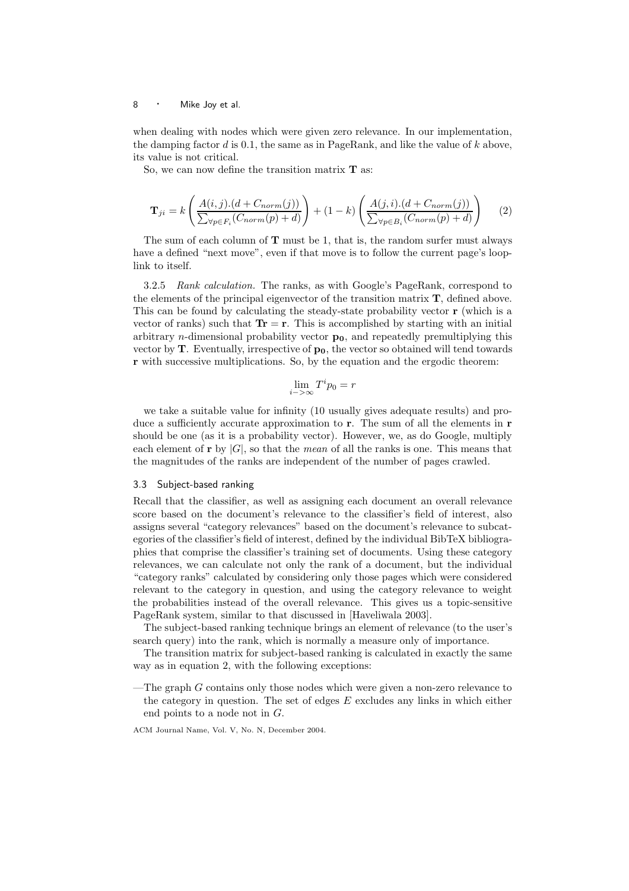when dealing with nodes which were given zero relevance. In our implementation, the damping factor $d$ is 0.1, the same as in PageRank, and like the value of $k$ above, its value is not critical.

So, we can now define the transition matrix $\mathbf{T}$ as:

$$\mathbf{T}_{ji} = k\left(\frac{A(i,j).(d + C_{norm}(j))}{\sum_{\forall p \in F_i}(C_{norm}(p) + d)}\right) + (1-k)\left(\frac{A(j,i).(d + C_{norm}(j))}{\sum_{\forall p \in B_i}(C_{norm}(p) + d)}\right) \quad (2)$$

The sum of each column of $\mathbf{T}$ must be 1, that is, the random surfer must always have a defined "next move", even if that move is to follow the current page's loop-link to itself.

3.2.5 *Rank calculation.* The ranks, as with Google's PageRank, correspond to the elements of the principal eigenvector of the transition matrix $\mathbf{T}$, defined above. This can be found by calculating the steady-state probability vector $\mathbf{r}$ (which is a vector of ranks) such that $\mathbf{Tr} = \mathbf{r}$. This is accomplished by starting with an initial arbitrary $n$-dimensional probability vector $\mathbf{p_0}$, and repeatedly premultiplying this vector by $\mathbf{T}$. Eventually, irrespective of $\mathbf{p_0}$, the vector so obtained will tend towards $\mathbf{r}$ with successive multiplications. So, by the equation and the ergodic theorem:

$$\lim_{i->\infty} T^i p_0 = r$$

we take a suitable value for infinity (10 usually gives adequate results) and produce a sufficiently accurate approximation to $\mathbf{r}$. The sum of all the elements in $\mathbf{r}$ should be one (as it is a probability vector). However, we, as do Google, multiply each element of $\mathbf{r}$ by $|G|$, so that the *mean* of all the ranks is one. This means that the magnitudes of the ranks are independent of the number of pages crawled.

### 3.3 Subject-based ranking

Recall that the classifier, as well as assigning each document an overall relevance score based on the document's relevance to the classifier's field of interest, also assigns several "category relevances" based on the document's relevance to subcategories of the classifier's field of interest, defined by the individual BibTeX bibliographies that comprise the classifier's training set of documents. Using these category relevances, we can calculate not only the rank of a document, but the individual "category ranks" calculated by considering only those pages which were considered relevant to the category in question, and using the category relevance to weight the probabilities instead of the overall relevance. This gives us a topic-sensitive PageRank system, similar to that discussed in [Haveliwala 2003].

The subject-based ranking technique brings an element of relevance (to the user's search query) into the rank, which is normally a measure only of importance.

The transition matrix for subject-based ranking is calculated in exactly the same way as in equation 2, with the following exceptions:

—The graph $G$ contains only those nodes which were given a non-zero relevance to the category in question. The set of edges $E$ excludes any links in which either end points to a node not in $G$.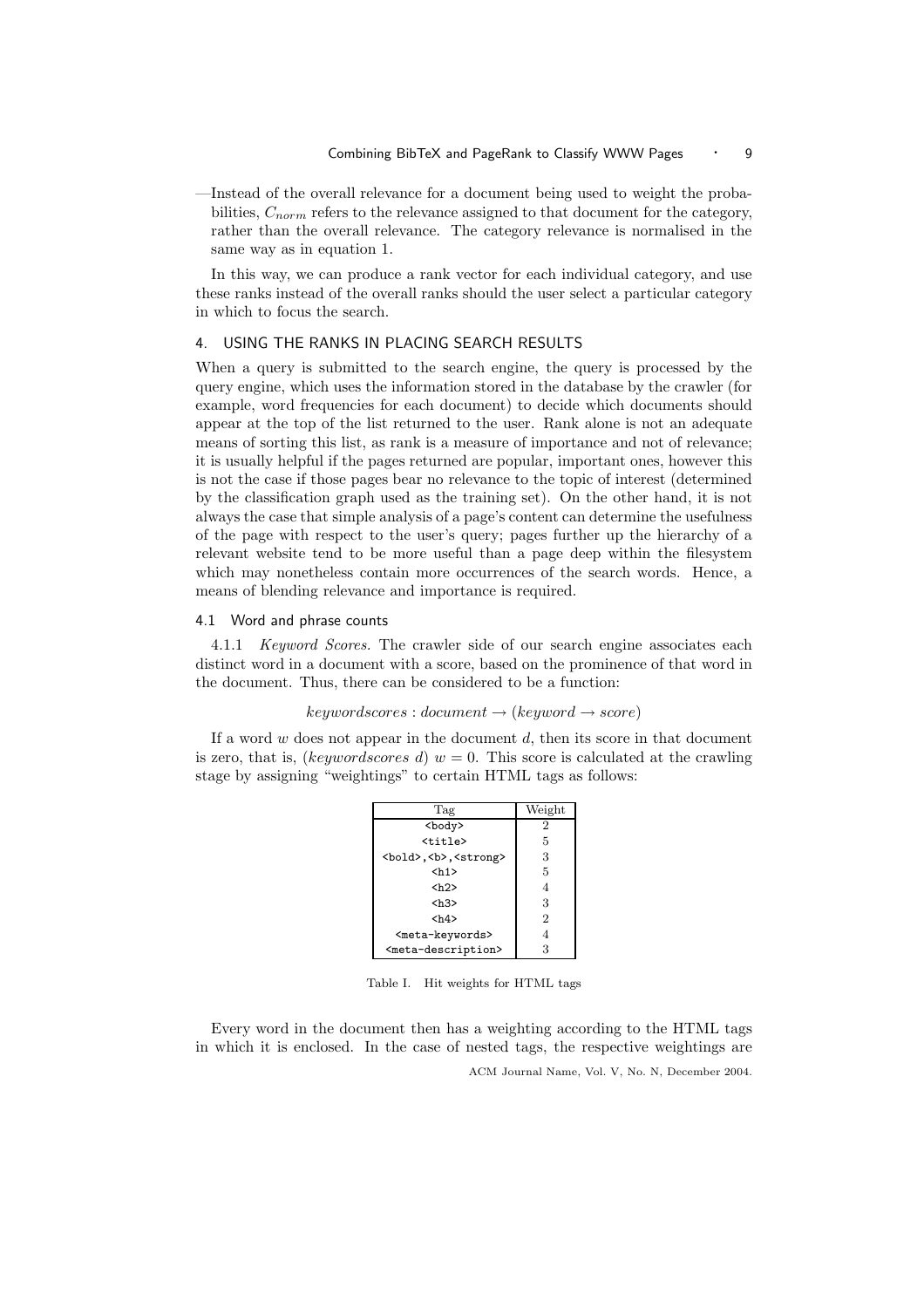—Instead of the overall relevance for a document being used to weight the probabilities, $C_{norm}$ refers to the relevance assigned to that document for the category, rather than the overall relevance. The category relevance is normalised in the same way as in equation 1.

In this way, we can produce a rank vector for each individual category, and use these ranks instead of the overall ranks should the user select a particular category in which to focus the search.

## 4. USING THE RANKS IN PLACING SEARCH RESULTS

When a query is submitted to the search engine, the query is processed by the query engine, which uses the information stored in the database by the crawler (for example, word frequencies for each document) to decide which documents should appear at the top of the list returned to the user. Rank alone is not an adequate means of sorting this list, as rank is a measure of importance and not of relevance; it is usually helpful if the pages returned are popular, important ones, however this is not the case if those pages bear no relevance to the topic of interest (determined by the classification graph used as the training set). On the other hand, it is not always the case that simple analysis of a page's content can determine the usefulness of the page with respect to the user's query; pages further up the hierarchy of a relevant website tend to be more useful than a page deep within the filesystem which may nonetheless contain more occurrences of the search words. Hence, a means of blending relevance and importance is required.

### 4.1 Word and phrase counts

4.1.1 *Keyword Scores.* The crawler side of our search engine associates each distinct word in a document with a score, based on the prominence of that word in the document. Thus, there can be considered to be a function:

$$keywordscores : document \rightarrow (keyword \rightarrow score)$$

If a word $w$ does not appear in the document $d$, then its score in that document is zero, that is, $(keywordscores\ d)\ w = 0$. This score is calculated at the crawling stage by assigning "weightings" to certain HTML tags as follows:

| Tag | Weight |
|---|---|
| `<body>` | 2 |
| `<title>` | 5 |
| `<bold>`,`<b>`,`<strong>` | 3 |
| `<h1>` | 5 |
| `<h2>` | 4 |
| `<h3>` | 3 |
| `<h4>` | 2 |
| `<meta-keywords>` | 4 |
| `<meta-description>` | 3 |

Table I. Hit weights for HTML tags

Every word in the document then has a weighting according to the HTML tags in which it is enclosed. In the case of nested tags, the respective weightings are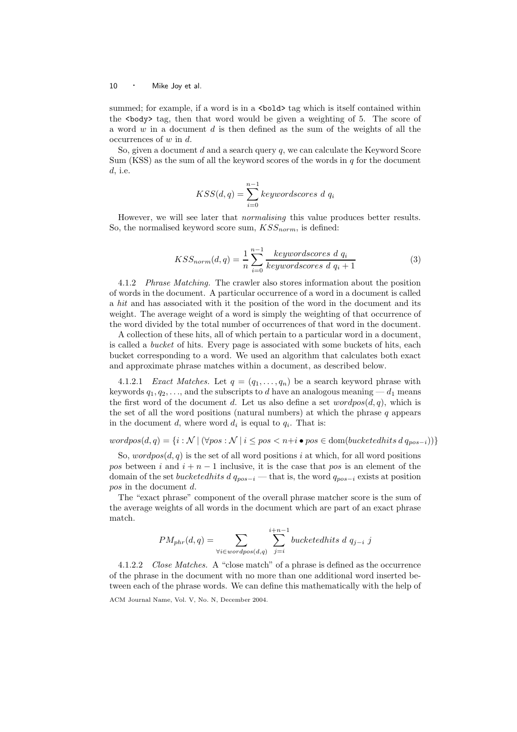summed; for example, if a word is in a `<bold>` tag which is itself contained within the `<body>` tag, then that word would be given a weighting of 5. The score of a word $w$ in a document $d$ is then defined as the sum of the weights of all the occurrences of $w$ in $d$.

So, given a document $d$ and a search query $q$, we can calculate the Keyword Score Sum (KSS) as the sum of all the keyword scores of the words in $q$ for the document $d$, i.e.

$$KSS(d, q) = \sum_{i=0}^{n-1} keywordscores\ d\ q_i$$

However, we will see later that *normalising* this value produces better results. So, the normalised keyword score sum, $KSS_{norm}$, is defined:

$$KSS_{norm}(d, q) = \frac{1}{n} \sum_{i=0}^{n-1} \frac{keywordscores\ d\ q_i}{keywordscores\ d\ q_i + 1} \tag{3}$$

4.1.2 *Phrase Matching.* The crawler also stores information about the position of words in the document. A particular occurrence of a word in a document is called a *hit* and has associated with it the position of the word in the document and its weight. The average weight of a word is simply the weighting of that occurrence of the word divided by the total number of occurrences of that word in the document.

A collection of these hits, all of which pertain to a particular word in a document, is called a *bucket* of hits. Every page is associated with some buckets of hits, each bucket corresponding to a word. We used an algorithm that calculates both exact and approximate phrase matches within a document, as described below.

4.1.2.1 *Exact Matches.* Let $q = (q_1, \ldots, q_n)$ be a search keyword phrase with keywords $q_1, q_2, \ldots$, and the subscripts to $d$ have an analogous meaning — $d_1$ means the first word of the document $d$. Let us also define a set $wordpos(d, q)$, which is the set of all the word positions (natural numbers) at which the phrase $q$ appears in the document $d$, where word $d_i$ is equal to $q_i$. That is:

$$wordpos(d, q) = \{i : \mathcal{N} \mid (\forall pos : \mathcal{N} \mid i \leq pos < n{+}i \bullet pos \in \text{dom}(bucketedhits\ d\ q_{pos-i}))\}$$

So, $wordpos(d, q)$ is the set of all word positions $i$ at which, for all word positions $pos$ between $i$ and $i + n - 1$ inclusive, it is the case that $pos$ is an element of the domain of the set $bucketedhits\ d\ q_{pos-i}$ — that is, the word $q_{pos-i}$ exists at position $pos$ in the document $d$.

The "exact phrase" component of the overall phrase matcher score is the sum of the average weights of all words in the document which are part of an exact phrase match.

$$PM_{phr}(d, q) = \sum_{\forall i \in wordpos(d,q)} \sum_{j=i}^{i+n-1} bucketedhits\ d\ q_{j-i}\ j$$

4.1.2.2 *Close Matches.* A "close match" of a phrase is defined as the occurrence of the phrase in the document with no more than one additional word inserted between each of the phrase words. We can define this mathematically with the help of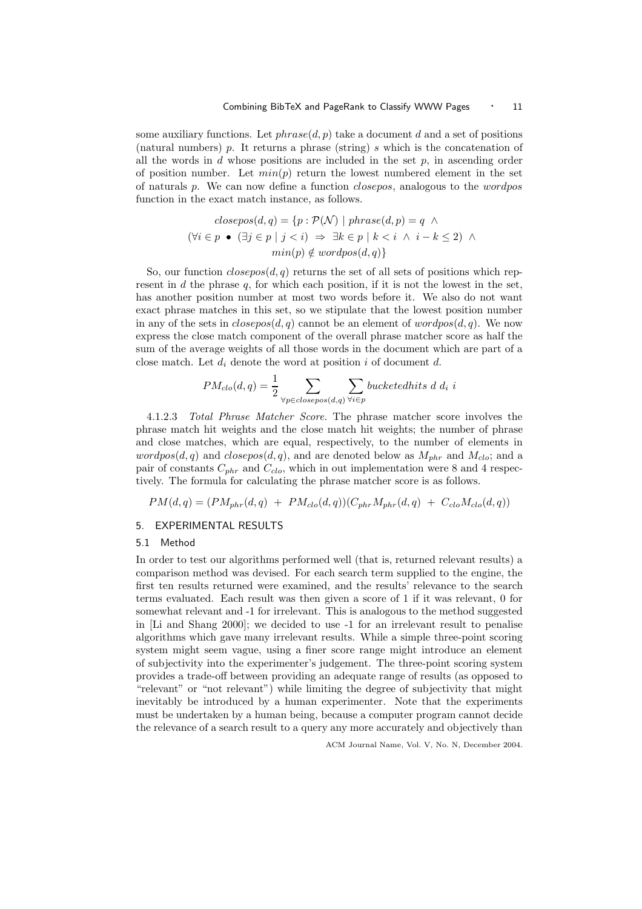some auxiliary functions. Let $phrase(d, p)$ take a document $d$ and a set of positions (natural numbers) $p$. It returns a phrase (string) $s$ which is the concatenation of all the words in $d$ whose positions are included in the set $p$, in ascending order of position number. Let $min(p)$ return the lowest numbered element in the set of naturals $p$. We can now define a function *closepos*, analogous to the *wordpos* function in the exact match instance, as follows.

$$closepos(d, q) = \{p : \mathcal{P}(\mathcal{N}) \mid phrase(d, p) = q \ \wedge$$
$$(\forall i \in p \bullet (\exists j \in p \mid j < i) \Rightarrow \exists k \in p \mid k < i \ \wedge \ i - k \leq 2) \ \wedge$$
$$min(p) \notin wordpos(d, q)\}$$

So, our function $closepos(d, q)$ returns the set of all sets of positions which represent in $d$ the phrase $q$, for which each position, if it is not the lowest in the set, has another position number at most two words before it. We also do not want exact phrase matches in this set, so we stipulate that the lowest position number in any of the sets in $closepos(d, q)$ cannot be an element of $wordpos(d, q)$. We now express the close match component of the overall phrase matcher score as half the sum of the average weights of all those words in the document which are part of a close match. Let $d_i$ denote the word at position $i$ of document $d$.

$$PM_{clo}(d, q) = \frac{1}{2} \sum_{\forall p \in closepos(d,q)} \sum_{\forall i \in p} bucketedhits \ d \ d_i \ i$$

4.1.2.3 *Total Phrase Matcher Score.* The phrase matcher score involves the phrase match hit weights and the close match hit weights; the number of phrase and close matches, which are equal, respectively, to the number of elements in $wordpos(d, q)$ and $closepos(d, q)$, and are denoted below as $M_{phr}$ and $M_{clo}$; and a pair of constants $C_{phr}$ and $C_{clo}$, which in out implementation were 8 and 4 respectively. The formula for calculating the phrase matcher score is as follows.

$$PM(d, q) = (PM_{phr}(d, q) \ + \ PM_{clo}(d, q))(C_{phr}M_{phr}(d, q) \ + \ C_{clo}M_{clo}(d, q))$$

## 5. EXPERIMENTAL RESULTS

### 5.1 Method

In order to test our algorithms performed well (that is, returned relevant results) a comparison method was devised. For each search term supplied to the engine, the first ten results returned were examined, and the results' relevance to the search terms evaluated. Each result was then given a score of 1 if it was relevant, 0 for somewhat relevant and -1 for irrelevant. This is analogous to the method suggested in [Li and Shang 2000]; we decided to use -1 for an irrelevant result to penalise algorithms which gave many irrelevant results. While a simple three-point scoring system might seem vague, using a finer score range might introduce an element of subjectivity into the experimenter's judgement. The three-point scoring system provides a trade-off between providing an adequate range of results (as opposed to "relevant" or "not relevant") while limiting the degree of subjectivity that might inevitably be introduced by a human experimenter. Note that the experiments must be undertaken by a human being, because a computer program cannot decide the relevance of a search result to a query any more accurately and objectively than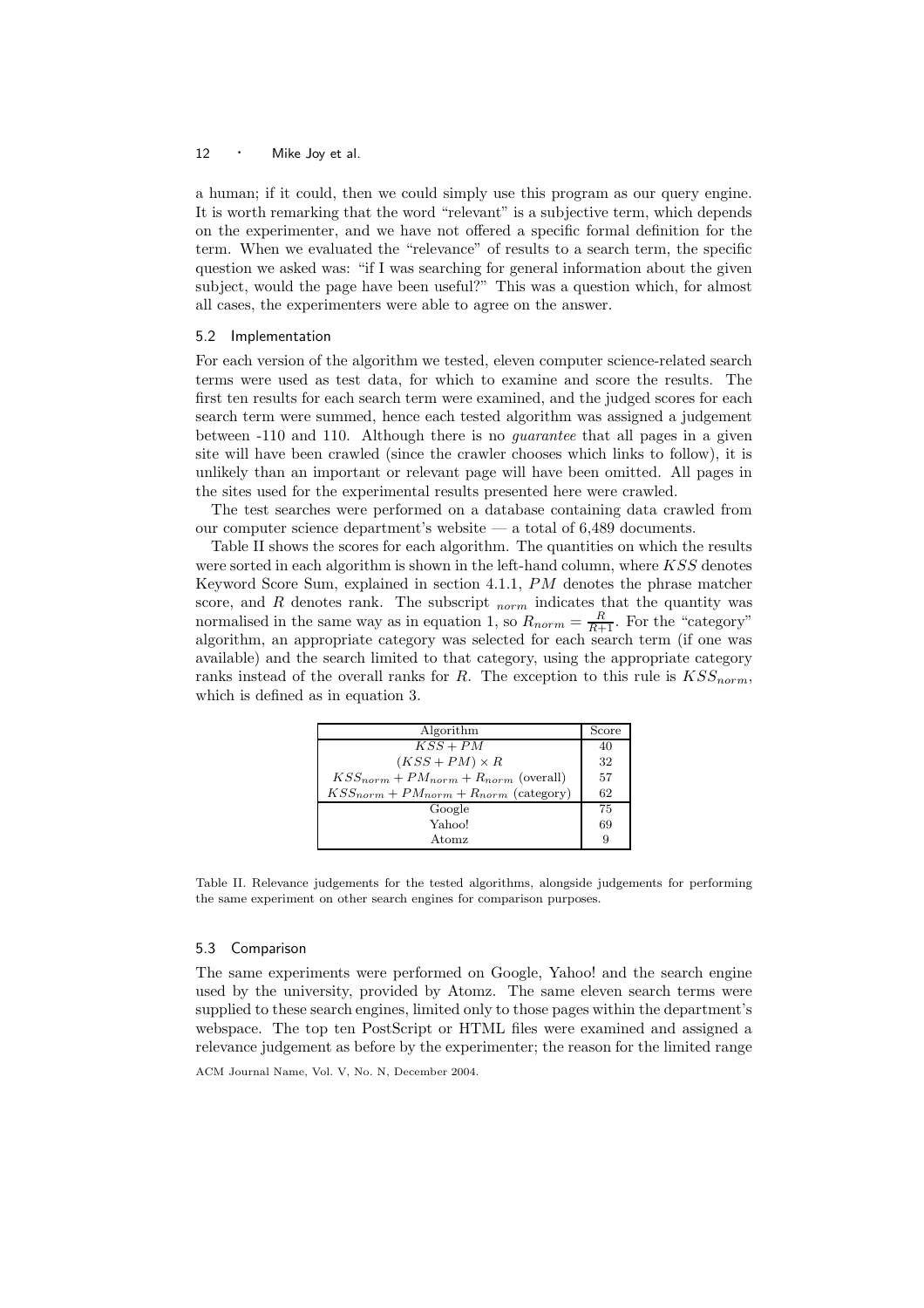a human; if it could, then we could simply use this program as our query engine. It is worth remarking that the word "relevant" is a subjective term, which depends on the experimenter, and we have not offered a specific formal definition for the term. When we evaluated the "relevance" of results to a search term, the specific question we asked was: "if I was searching for general information about the given subject, would the page have been useful?" This was a question which, for almost all cases, the experimenters were able to agree on the answer.

### 5.2 Implementation

For each version of the algorithm we tested, eleven computer science-related search terms were used as test data, for which to examine and score the results. The first ten results for each search term were examined, and the judged scores for each search term were summed, hence each tested algorithm was assigned a judgement between -110 and 110. Although there is no *guarantee* that all pages in a given site will have been crawled (since the crawler chooses which links to follow), it is unlikely than an important or relevant page will have been omitted. All pages in the sites used for the experimental results presented here were crawled.

The test searches were performed on a database containing data crawled from our computer science department's website — a total of 6,489 documents.

Table II shows the scores for each algorithm. The quantities on which the results were sorted in each algorithm is shown in the left-hand column, where $KSS$ denotes Keyword Score Sum, explained in section 4.1.1, $PM$ denotes the phrase matcher score, and $R$ denotes rank. The subscript $_{norm}$ indicates that the quantity was normalised in the same way as in equation 1, so $R_{norm} = \frac{R}{R+1}$. For the "category" algorithm, an appropriate category was selected for each search term (if one was available) and the search limited to that category, using the appropriate category ranks instead of the overall ranks for $R$. The exception to this rule is $KSS_{norm}$, which is defined as in equation 3.

| Algorithm | Score |
|---|---|
| $KSS + PM$ | 40 |
| $(KSS + PM) \times R$ | 32 |
| $KSS_{norm} + PM_{norm} + R_{norm}$ (overall) | 57 |
| $KSS_{norm} + PM_{norm} + R_{norm}$ (category) | 62 |
| Google | 75 |
| Yahoo! | 69 |
| Atomz | 9 |

Table II. Relevance judgements for the tested algorithms, alongside judgements for performing the same experiment on other search engines for comparison purposes.

### 5.3 Comparison

The same experiments were performed on Google, Yahoo! and the search engine used by the university, provided by Atomz. The same eleven search terms were supplied to these search engines, limited only to those pages within the department's webspace. The top ten PostScript or HTML files were examined and assigned a relevance judgement as before by the experimenter; the reason for the limited range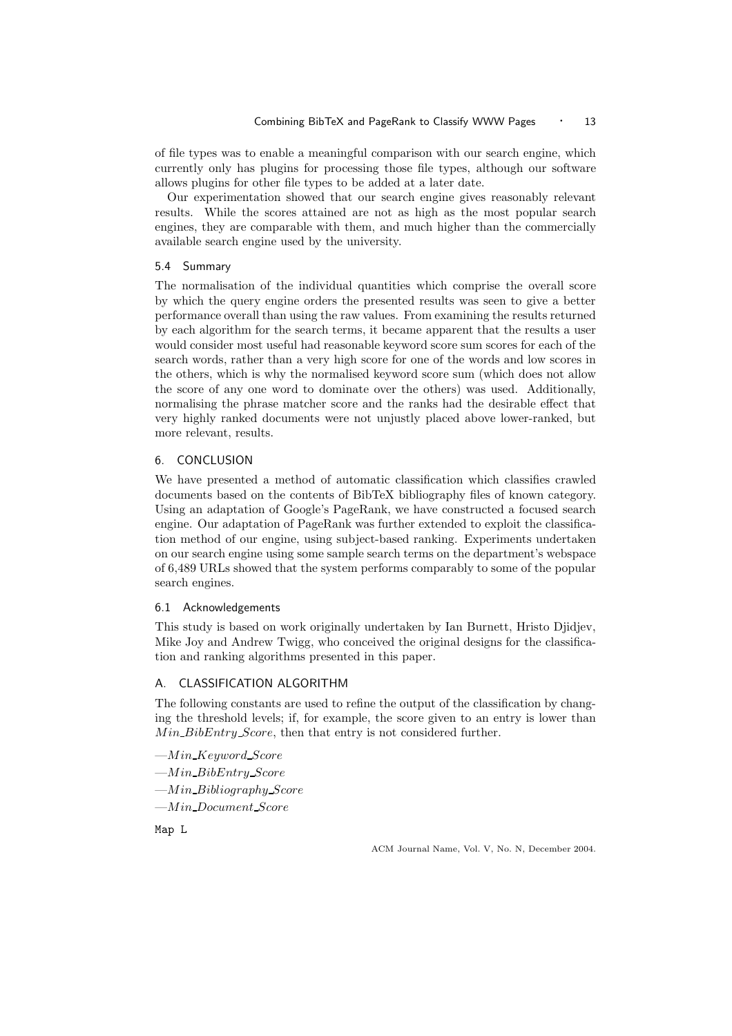of file types was to enable a meaningful comparison with our search engine, which currently only has plugins for processing those file types, although our software allows plugins for other file types to be added at a later date.

Our experimentation showed that our search engine gives reasonably relevant results. While the scores attained are not as high as the most popular search engines, they are comparable with them, and much higher than the commercially available search engine used by the university.

### 5.4 Summary

The normalisation of the individual quantities which comprise the overall score by which the query engine orders the presented results was seen to give a better performance overall than using the raw values. From examining the results returned by each algorithm for the search terms, it became apparent that the results a user would consider most useful had reasonable keyword score sum scores for each of the search words, rather than a very high score for one of the words and low scores in the others, which is why the normalised keyword score sum (which does not allow the score of any one word to dominate over the others) was used. Additionally, normalising the phrase matcher score and the ranks had the desirable effect that very highly ranked documents were not unjustly placed above lower-ranked, but more relevant, results.

## 6. CONCLUSION

We have presented a method of automatic classification which classifies crawled documents based on the contents of BibTeX bibliography files of known category. Using an adaptation of Google's PageRank, we have constructed a focused search engine. Our adaptation of PageRank was further extended to exploit the classification method of our engine, using subject-based ranking. Experiments undertaken on our search engine using some sample search terms on the department's webspace of 6,489 URLs showed that the system performs comparably to some of the popular search engines.

### 6.1 Acknowledgements

This study is based on work originally undertaken by Ian Burnett, Hristo Djidjev, Mike Joy and Andrew Twigg, who conceived the original designs for the classification and ranking algorithms presented in this paper.

## A. CLASSIFICATION ALGORITHM

The following constants are used to refine the output of the classification by changing the threshold levels; if, for example, the score given to an entry is lower than $Min\_BibEntry\_Score$, then that entry is not considered further.

—$Min\_Keyword\_Score$

—$Min\_BibEntry\_Score$

—$Min\_Bibliography\_Score$

—$Min\_Document\_Score$

```
Map L
```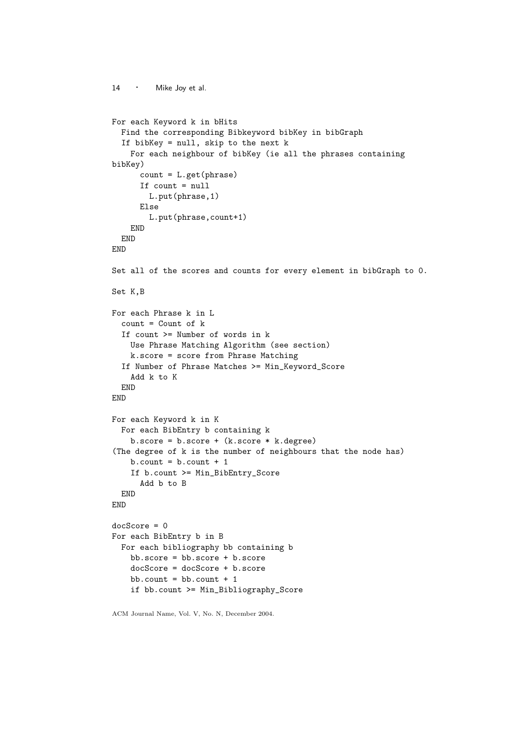```
For each Keyword k in bHits
  Find the corresponding Bibkeyword bibKey in bibGraph
  If bibKey = null, skip to the next k
    For each neighbour of bibKey (ie all the phrases containing
bibKey)
      count = L.get(phrase)
      If count = null
        L.put(phrase,1)
      Else
        L.put(phrase,count+1)
    END
  END
END

Set all of the scores and counts for every element in bibGraph to 0.

Set K,B

For each Phrase k in L
  count = Count of k
  If count >= Number of words in k
    Use Phrase Matching Algorithm (see section)
    k.score = score from Phrase Matching
  If Number of Phrase Matches >= Min_Keyword_Score
    Add k to K
  END
END

For each Keyword k in K
  For each BibEntry b containing k
    b.score = b.score + (k.score * k.degree)
(The degree of k is the number of neighbours that the node has)
    b.count = b.count + 1
    If b.count >= Min_BibEntry_Score
      Add b to B
  END
END

docScore = 0
For each BibEntry b in B
  For each bibliography bb containing b
    bb.score = bb.score + b.score
    docScore = docScore + b.score
    bb.count = bb.count + 1
    if bb.count >= Min_Bibliography_Score
```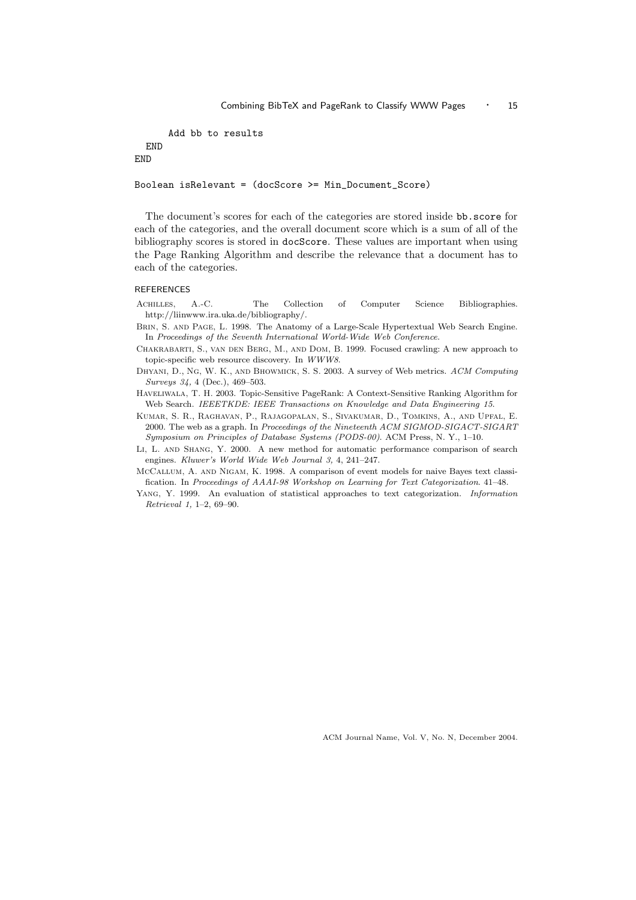```
      Add bb to results
   END
END

Boolean isRelevant = (docScore >= Min_Document_Score)
```

The document's scores for each of the categories are stored inside `bb.score` for each of the categories, and the overall document score which is a sum of all of the bibliography scores is stored in `docScore`. These values are important when using the Page Ranking Algorithm and describe the relevance that a document has to each of the categories.

## REFERENCES

Achilles, A.-C. The Collection of Computer Science Bibliographies. http://liinwww.ira.uka.de/bibliography/.

Brin, S. and Page, L. 1998. The Anatomy of a Large-Scale Hypertextual Web Search Engine. In *Proceedings of the Seventh International World-Wide Web Conference*.

Chakrabarti, S., van den Berg, M., and Dom, B. 1999. Focused crawling: A new approach to topic-specific web resource discovery. In *WWW8*.

Dhyani, D., Ng, W. K., and Bhowmick, S. S. 2003. A survey of Web metrics. *ACM Computing Surveys 34,* 4 (Dec.), 469–503.

Haveliwala, T. H. 2003. Topic-Sensitive PageRank: A Context-Sensitive Ranking Algorithm for Web Search. *IEEETKDE: IEEE Transactions on Knowledge and Data Engineering 15*.

Kumar, S. R., Raghavan, P., Rajagopalan, S., Sivakumar, D., Tomkins, A., and Upfal, E. 2000. The web as a graph. In *Proceedings of the Nineteenth ACM SIGMOD-SIGACT-SIGART Symposium on Principles of Database Systems (PODS-00)*. ACM Press, N. Y., 1–10.

Li, L. and Shang, Y. 2000. A new method for automatic performance comparison of search engines. *Kluwer's World Wide Web Journal 3,* 4, 241–247.

McCallum, A. and Nigam, K. 1998. A comparison of event models for naive Bayes text classification. In *Proceedings of AAAI-98 Workshop on Learning for Text Categorization*. 41–48.

Yang, Y. 1999. An evaluation of statistical approaches to text categorization. *Information Retrieval 1,* 1–2, 69–90.